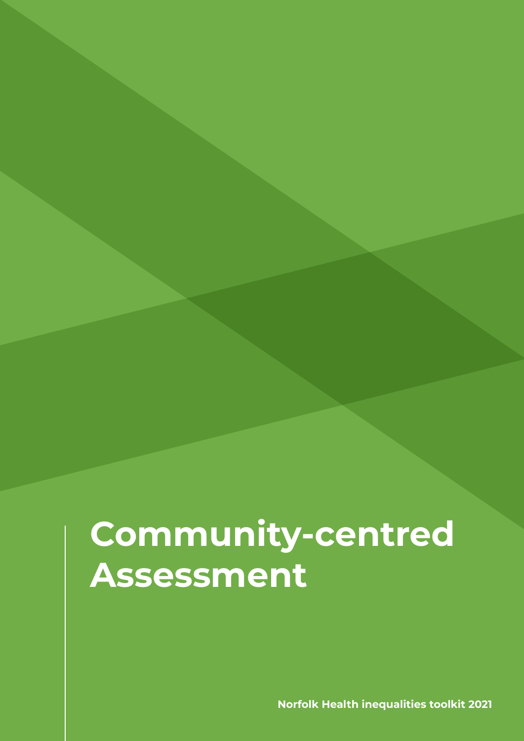# Community-centred Assessment

Norfolk Health inequalities toolkit 2021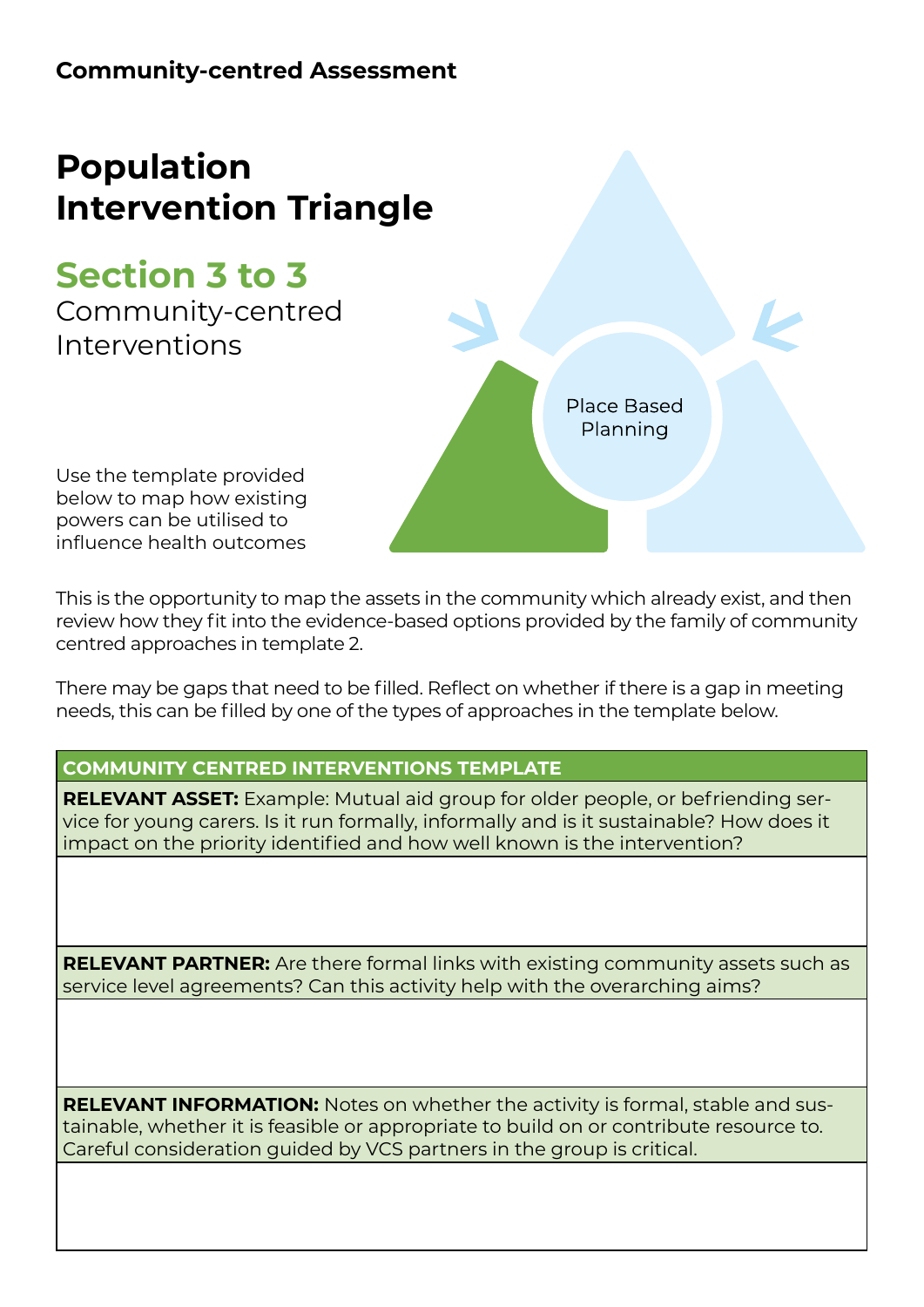**Community-centred Assessment**

# Population Intervention Triangle

## Section 3 to 3

Community-centred Interventions

Place Based Planning

Use the template provided below to map how existing powers can be utilised to influence health outcomes

This is the opportunity to map the assets in the community which already exist, and then review how they fit into the evidence-based options provided by the family of community centred approaches in template 2.

There may be gaps that need to be filled. Reflect on whether if there is a gap in meeting needs, this can be filled by one of the types of approaches in the template below.

| COMMUNITY CENTRED INTERVENTIONS TEMPLATE |
| --- |
| **RELEVANT ASSET:** Example: Mutual aid group for older people, or befriending service for young carers. Is it run formally, informally and is it sustainable? How does it impact on the priority identified and how well known is the intervention? |
| |
| **RELEVANT PARTNER:** Are there formal links with existing community assets such as service level agreements? Can this activity help with the overarching aims? |
| |
| **RELEVANT INFORMATION:** Notes on whether the activity is formal, stable and sustainable, whether it is feasible or appropriate to build on or contribute resource to. Careful consideration guided by VCS partners in the group is critical. |
| |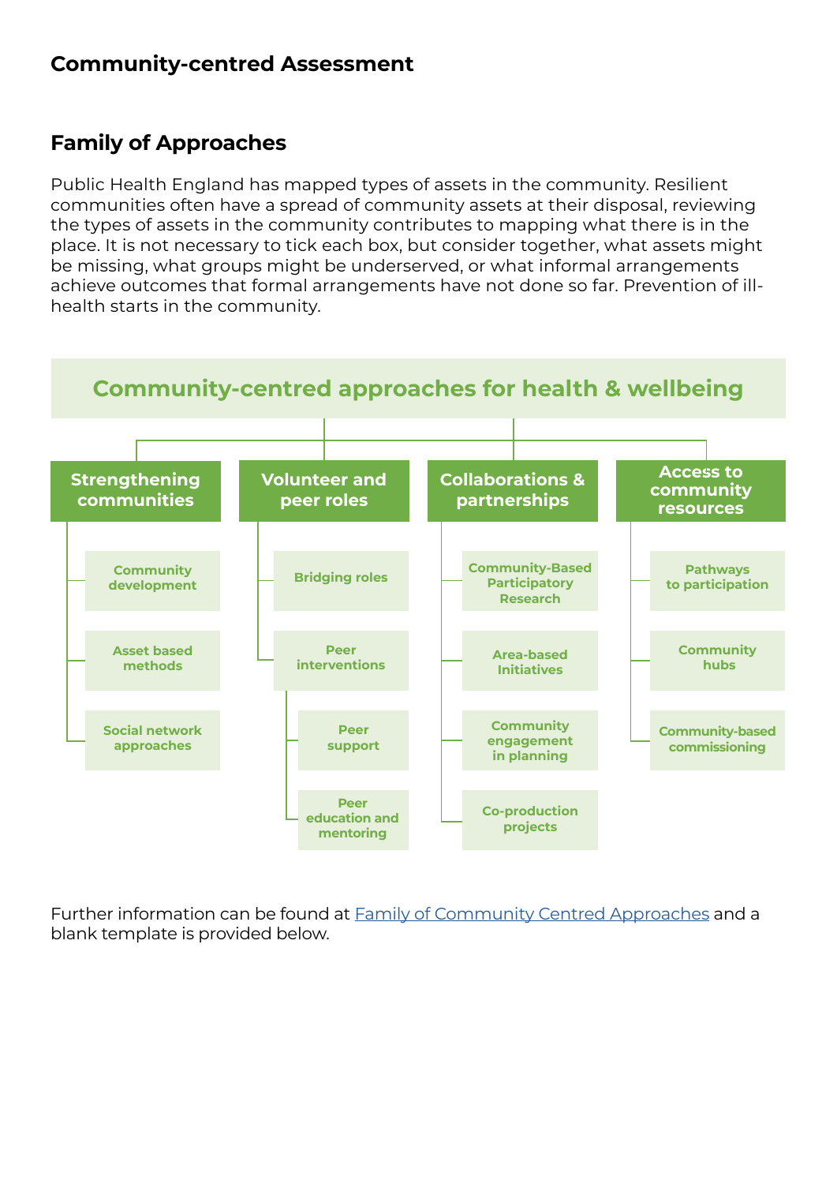## Community-centred Assessment

## Family of Approaches

Public Health England has mapped types of assets in the community. Resilient communities often have a spread of community assets at their disposal, reviewing the types of assets in the community contributes to mapping what there is in the place. It is not necessary to tick each box, but consider together, what assets might be missing, what groups might be underserved, or what informal arrangements achieve outcomes that formal arrangements have not done so far. Prevention of ill-health starts in the community.

### Community-centred approaches for health & wellbeing

- **Strengthening communities**
  - Community development
  - Asset based methods
  - Social network approaches
- **Volunteer and peer roles**
  - Bridging roles
  - Peer interventions
    - Peer support
    - Peer education and mentoring
- **Collaborations & partnerships**
  - Community-Based Participatory Research
  - Area-based Initiatives
  - Community engagement in planning
  - Co-production projects
- **Access to community resources**
  - Pathways to participation
  - Community hubs
  - Community-based commissioning

Further information can be found at Family of Community Centred Approaches and a blank template is provided below.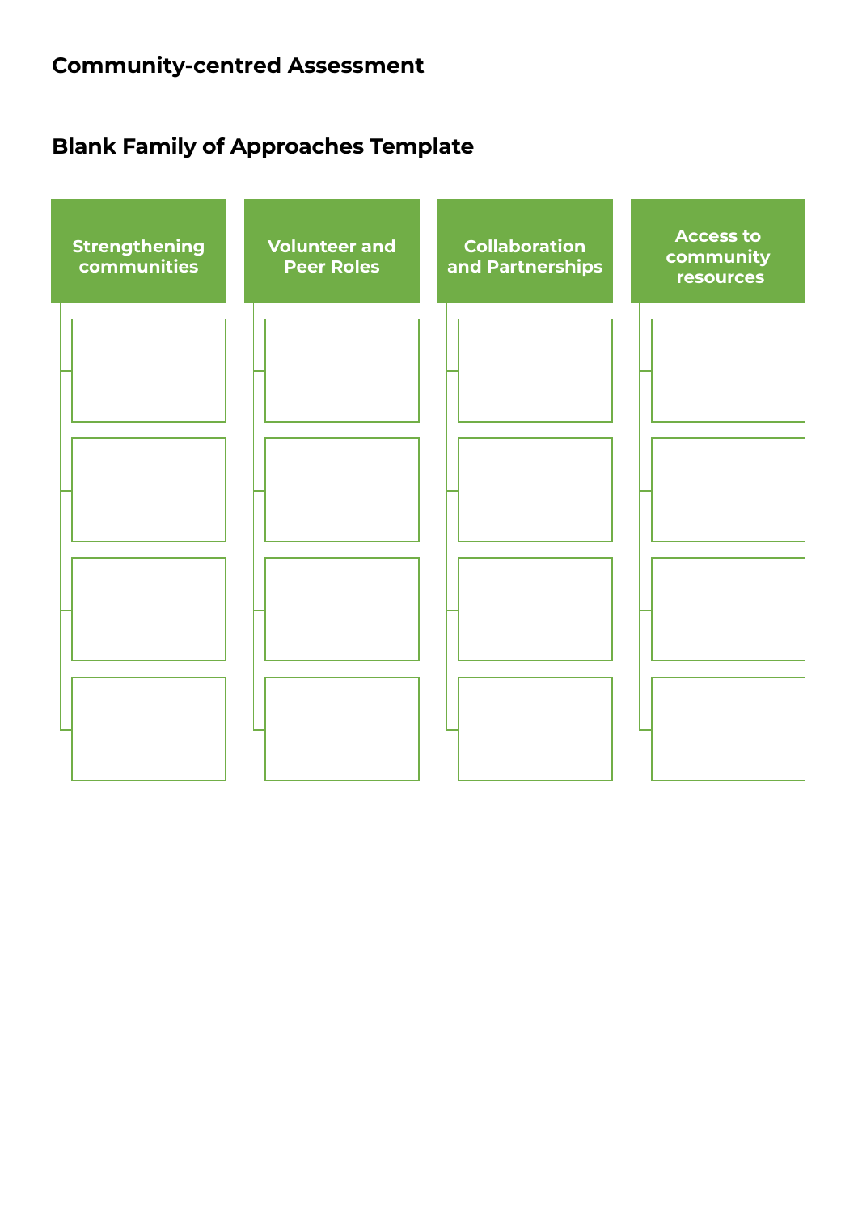## Community-centred Assessment

## Blank Family of Approaches Template

| Strengthening communities | Volunteer and Peer Roles | Collaboration and Partnerships | Access to community resources |
| --- | --- | --- | --- |
| | | | |
| | | | |
| | | | |
| | | | |